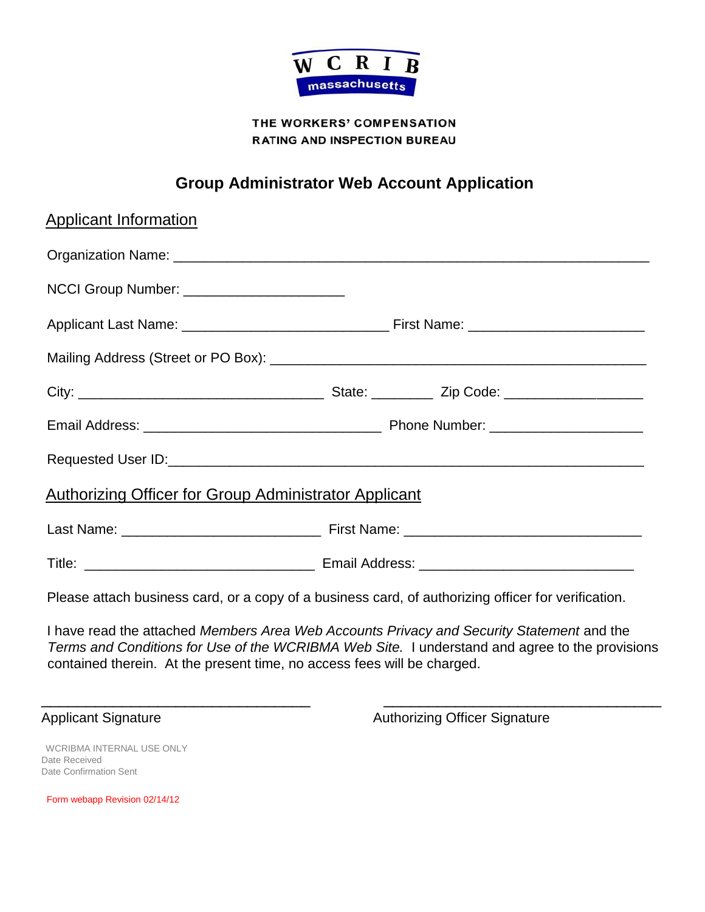WCRIB massachusetts

THE WORKERS' COMPENSATION
RATING AND INSPECTION BUREAU

# Group Administrator Web Account Application

## Applicant Information

Organization Name: ______________________________________________________________

NCCI Group Number: ____________________

Applicant Last Name: __________________________ First Name: ______________________

Mailing Address (Street or PO Box): _______________________________________________

City: _______________________________ State: ________ Zip Code: _________________

Email Address: ______________________________ Phone Number: ___________________

Requested User ID:_____________________________________________________________

## Authorizing Officer for Group Administrator Applicant

Last Name: _________________________ First Name: ______________________________

Title: _____________________________ Email Address: ___________________________

Please attach business card, or a copy of a business card, of authorizing officer for verification.

I have read the attached *Members Area Web Accounts Privacy and Security Statement* and the *Terms and Conditions for Use of the WCRIBMA Web Site.* I understand and agree to the provisions contained therein. At the present time, no access fees will be charged.

_________________________________ _________________________________

Applicant Signature Authorizing Officer Signature

WCRIBMA INTERNAL USE ONLY
Date Received
Date Confirmation Sent

Form webapp Revision 02/14/12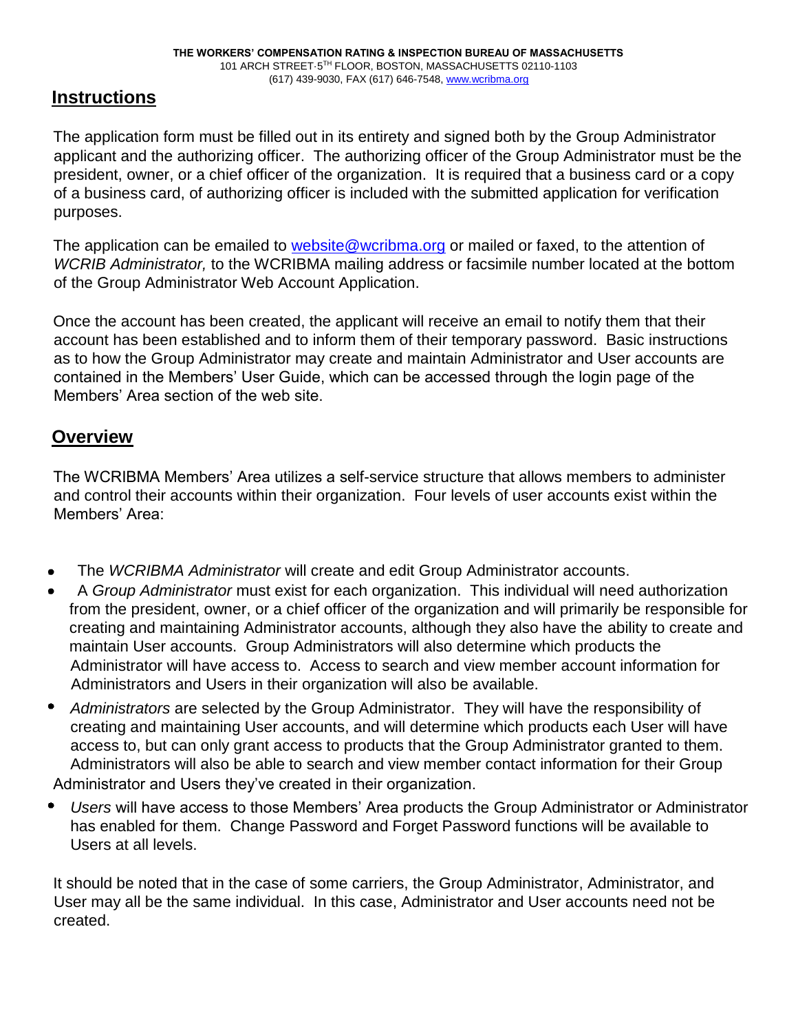## Instructions

The application form must be filled out in its entirety and signed both by the Group Administrator applicant and the authorizing officer. The authorizing officer of the Group Administrator must be the president, owner, or a chief officer of the organization. It is required that a business card or a copy of a business card, of authorizing officer is included with the submitted application for verification purposes.

The application can be emailed to website@wcribma.org or mailed or faxed, to the attention of *WCRIB Administrator,* to the WCRIBMA mailing address or facsimile number located at the bottom of the Group Administrator Web Account Application.

Once the account has been created, the applicant will receive an email to notify them that their account has been established and to inform them of their temporary password. Basic instructions as to how the Group Administrator may create and maintain Administrator and User accounts are contained in the Members' User Guide, which can be accessed through the login page of the Members' Area section of the web site.

## Overview

The WCRIBMA Members' Area utilizes a self-service structure that allows members to administer and control their accounts within their organization. Four levels of user accounts exist within the Members' Area:

- The *WCRIBMA Administrator* will create and edit Group Administrator accounts.
- A *Group Administrator* must exist for each organization. This individual will need authorization from the president, owner, or a chief officer of the organization and will primarily be responsible for creating and maintaining Administrator accounts, although they also have the ability to create and maintain User accounts. Group Administrators will also determine which products the Administrator will have access to. Access to search and view member account information for Administrators and Users in their organization will also be available.
- *Administrators* are selected by the Group Administrator. They will have the responsibility of creating and maintaining User accounts, and will determine which products each User will have access to, but can only grant access to products that the Group Administrator granted to them. Administrators will also be able to search and view member contact information for their Group Administrator and Users they've created in their organization.
- *Users* will have access to those Members' Area products the Group Administrator or Administrator has enabled for them. Change Password and Forget Password functions will be available to Users at all levels.

It should be noted that in the case of some carriers, the Group Administrator, Administrator, and User may all be the same individual. In this case, Administrator and User accounts need not be created.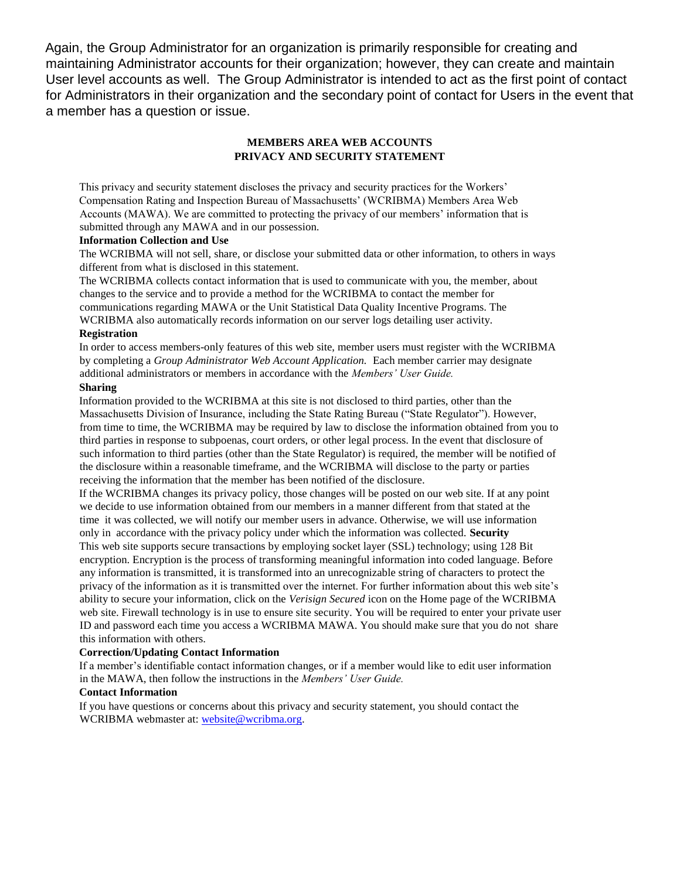Again, the Group Administrator for an organization is primarily responsible for creating and maintaining Administrator accounts for their organization; however, they can create and maintain User level accounts as well. The Group Administrator is intended to act as the first point of contact for Administrators in their organization and the secondary point of contact for Users in the event that a member has a question or issue.

## MEMBERS AREA WEB ACCOUNTS PRIVACY AND SECURITY STATEMENT

This privacy and security statement discloses the privacy and security practices for the Workers' Compensation Rating and Inspection Bureau of Massachusetts' (WCRIBMA) Members Area Web Accounts (MAWA). We are committed to protecting the privacy of our members' information that is submitted through any MAWA and in our possession.

**Information Collection and Use**

The WCRIBMA will not sell, share, or disclose your submitted data or other information, to others in ways different from what is disclosed in this statement.

The WCRIBMA collects contact information that is used to communicate with you, the member, about changes to the service and to provide a method for the WCRIBMA to contact the member for communications regarding MAWA or the Unit Statistical Data Quality Incentive Programs. The WCRIBMA also automatically records information on our server logs detailing user activity.

**Registration**

In order to access members-only features of this web site, member users must register with the WCRIBMA by completing a *Group Administrator Web Account Application.* Each member carrier may designate additional administrators or members in accordance with the *Members' User Guide.*

**Sharing**

Information provided to the WCRIBMA at this site is not disclosed to third parties, other than the Massachusetts Division of Insurance, including the State Rating Bureau ("State Regulator"). However, from time to time, the WCRIBMA may be required by law to disclose the information obtained from you to third parties in response to subpoenas, court orders, or other legal process. In the event that disclosure of such information to third parties (other than the State Regulator) is required, the member will be notified of the disclosure within a reasonable timeframe, and the WCRIBMA will disclose to the party or parties receiving the information that the member has been notified of the disclosure.

If the WCRIBMA changes its privacy policy, those changes will be posted on our web site. If at any point we decide to use information obtained from our members in a manner different from that stated at the time it was collected, we will notify our member users in advance. Otherwise, we will use information only in accordance with the privacy policy under which the information was collected.

**Security**

This web site supports secure transactions by employing socket layer (SSL) technology; using 128 Bit encryption. Encryption is the process of transforming meaningful information into coded language. Before any information is transmitted, it is transformed into an unrecognizable string of characters to protect the privacy of the information as it is transmitted over the internet. For further information about this web site's ability to secure your information, click on the *Verisign Secured* icon on the Home page of the WCRIBMA web site. Firewall technology is in use to ensure site security. You will be required to enter your private user ID and password each time you access a WCRIBMA MAWA. You should make sure that you do not share this information with others.

**Correction/Updating Contact Information**

If a member's identifiable contact information changes, or if a member would like to edit user information in the MAWA, then follow the instructions in the *Members' User Guide.*

**Contact Information**

If you have questions or concerns about this privacy and security statement, you should contact the WCRIBMA webmaster at: website@wcribma.org.